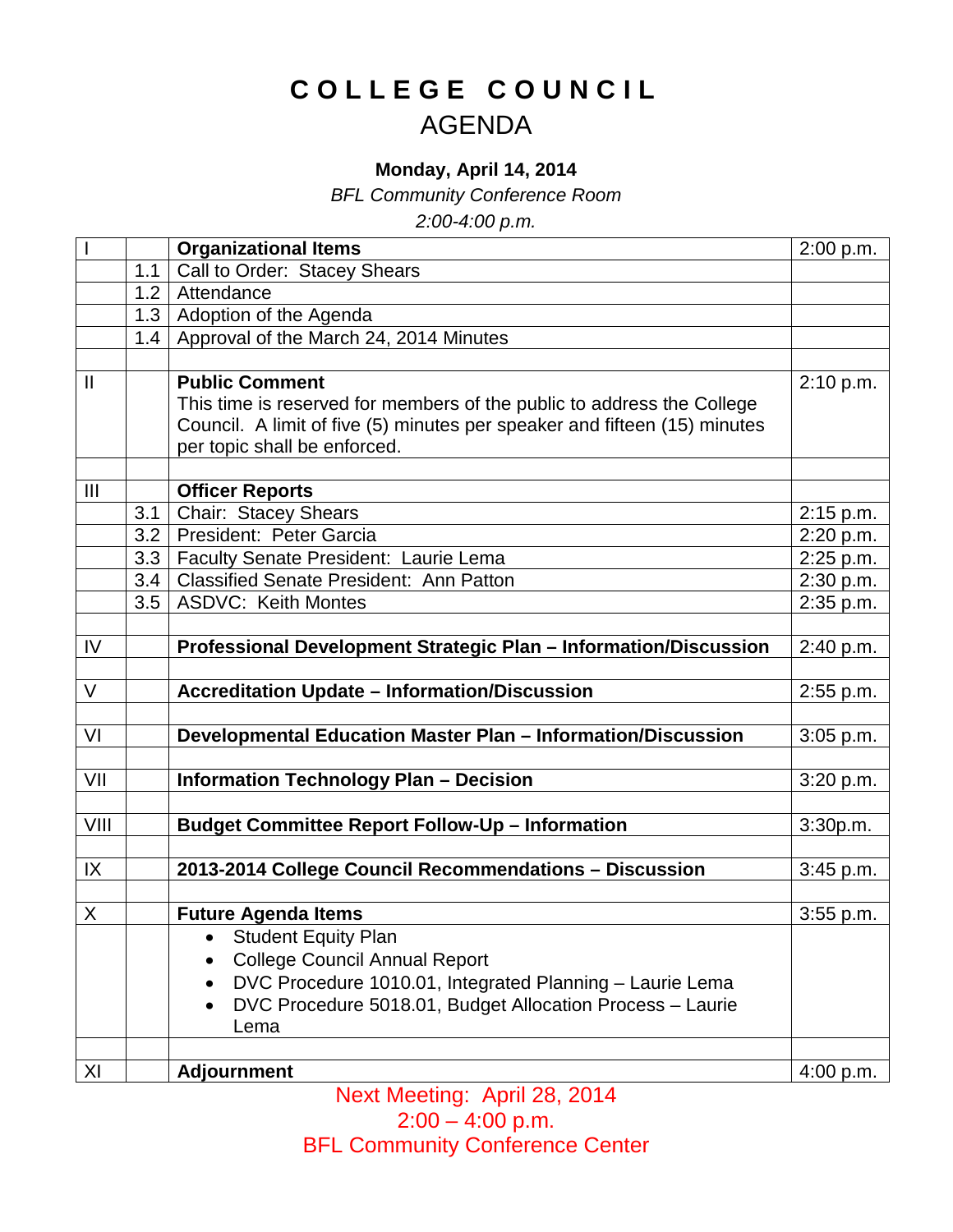# C O L L E G E   C O U N C I L

## AGENDA

**Monday, April 14, 2014**

*BFL Community Conference Room*

*2:00-4:00 p.m.*

| | | | |
|---|---|---|---|
| I | | **Organizational Items** | 2:00 p.m. |
| | 1.1 | Call to Order: Stacey Shears | |
| | 1.2 | Attendance | |
| | 1.3 | Adoption of the Agenda | |
| | 1.4 | Approval of the March 24, 2014 Minutes | |
| | | | |
| II | | **Public Comment**<br>This time is reserved for members of the public to address the College Council. A limit of five (5) minutes per speaker and fifteen (15) minutes per topic shall be enforced. | 2:10 p.m. |
| | | | |
| III | | **Officer Reports** | |
| | 3.1 | Chair: Stacey Shears | 2:15 p.m. |
| | 3.2 | President: Peter Garcia | 2:20 p.m. |
| | 3.3 | Faculty Senate President: Laurie Lema | 2:25 p.m. |
| | 3.4 | Classified Senate President: Ann Patton | 2:30 p.m. |
| | 3.5 | ASDVC: Keith Montes | 2:35 p.m. |
| | | | |
| IV | | **Professional Development Strategic Plan – Information/Discussion** | 2:40 p.m. |
| | | | |
| V | | **Accreditation Update – Information/Discussion** | 2:55 p.m. |
| | | | |
| VI | | **Developmental Education Master Plan – Information/Discussion** | 3:05 p.m. |
| | | | |
| VII | | **Information Technology Plan – Decision** | 3:20 p.m. |
| | | | |
| VIII | | **Budget Committee Report Follow-Up – Information** | 3:30p.m. |
| | | | |
| IX | | **2013-2014 College Council Recommendations – Discussion** | 3:45 p.m. |
| | | | |
| X | | **Future Agenda Items** | 3:55 p.m. |
| | | • Student Equity Plan<br>• College Council Annual Report<br>• DVC Procedure 1010.01, Integrated Planning – Laurie Lema<br>• DVC Procedure 5018.01, Budget Allocation Process – Laurie Lema | |
| | | | |
| XI | | **Adjournment** | 4:00 p.m. |

Next Meeting: April 28, 2014
2:00 – 4:00 p.m.
BFL Community Conference Center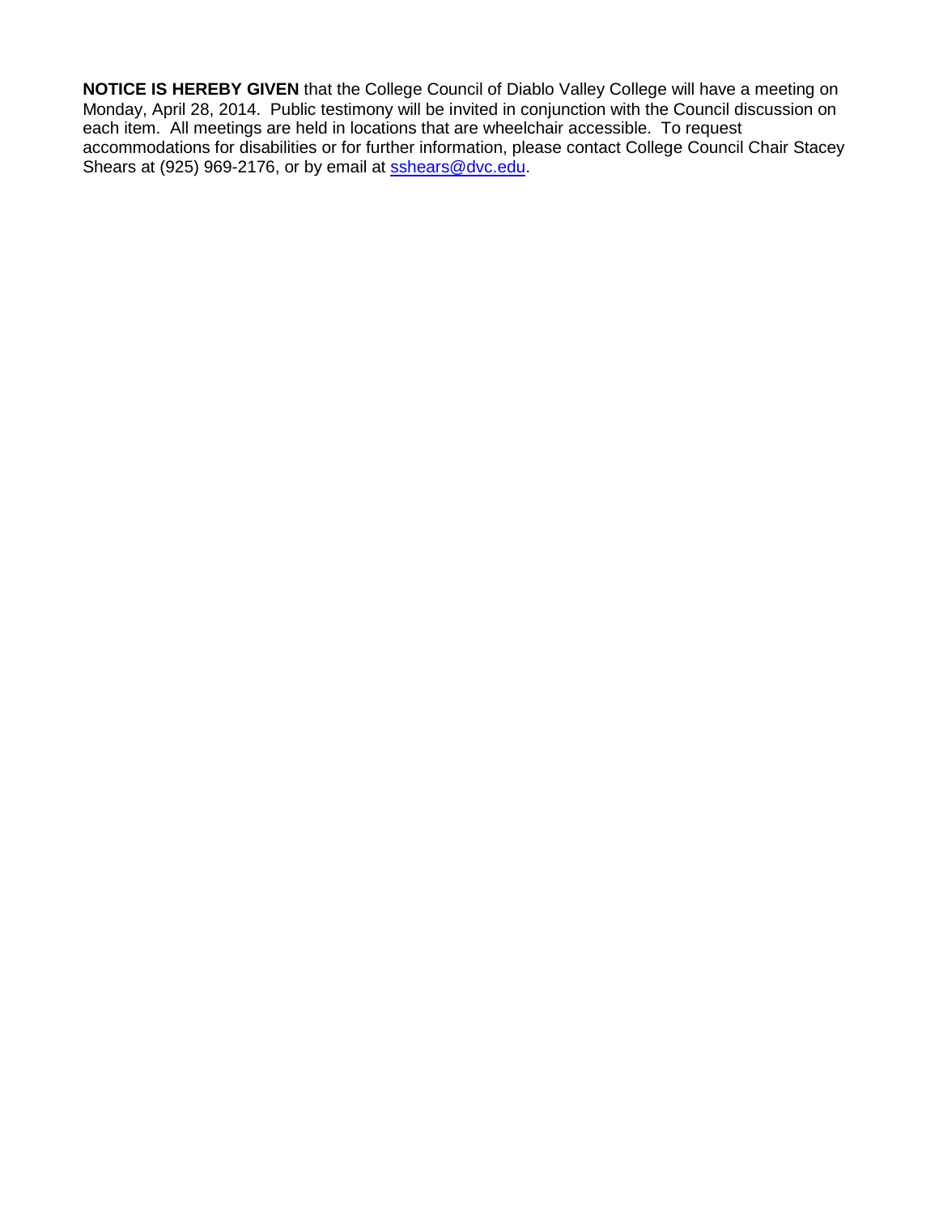**NOTICE IS HEREBY GIVEN** that the College Council of Diablo Valley College will have a meeting on Monday, April 28, 2014. Public testimony will be invited in conjunction with the Council discussion on each item. All meetings are held in locations that are wheelchair accessible. To request accommodations for disabilities or for further information, please contact College Council Chair Stacey Shears at (925) 969-2176, or by email at sshears@dvc.edu.